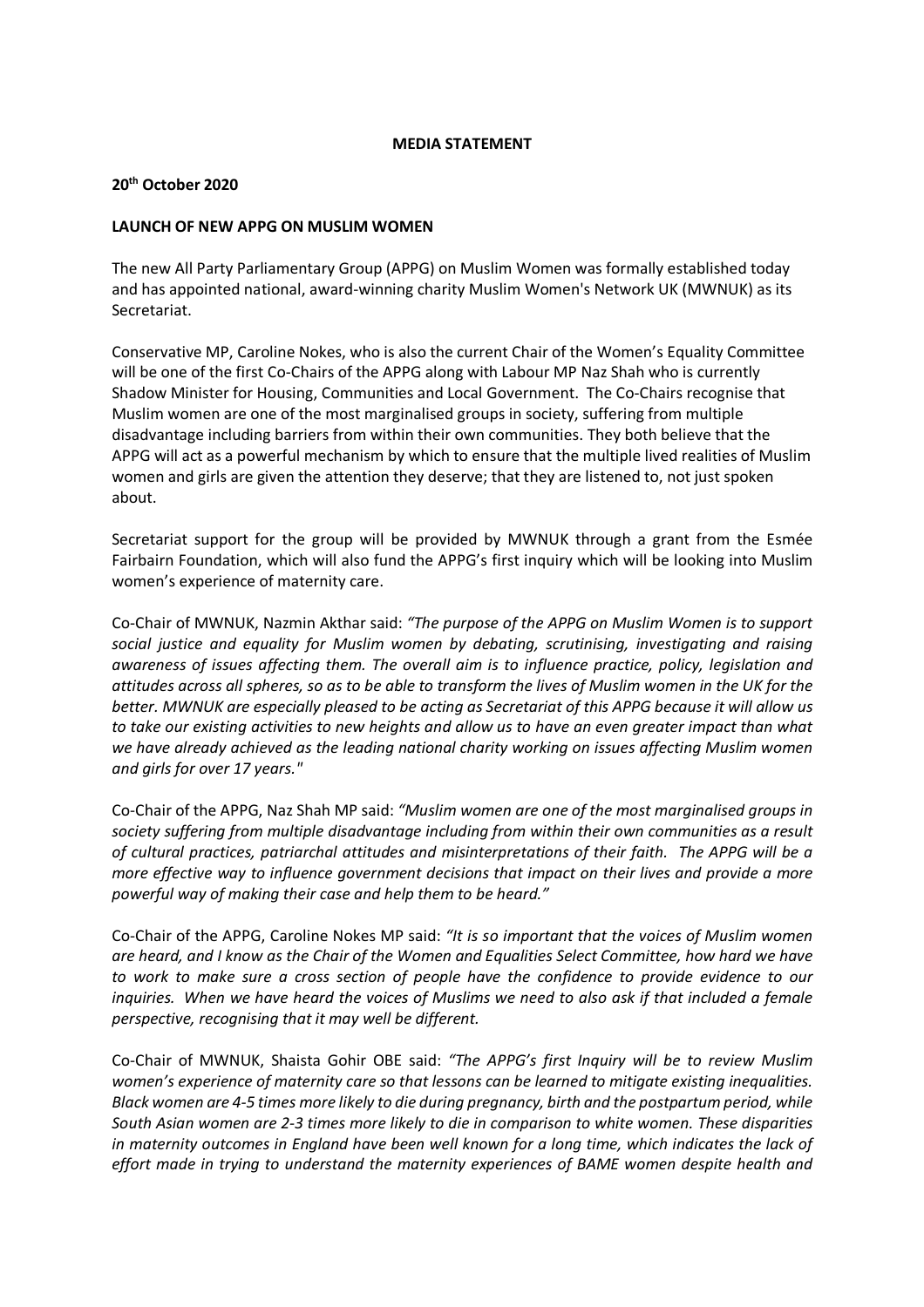**MEDIA STATEMENT**

**20th October 2020**

**LAUNCH OF NEW APPG ON MUSLIM WOMEN**

The new All Party Parliamentary Group (APPG) on Muslim Women was formally established today and has appointed national, award-winning charity Muslim Women's Network UK (MWNUK) as its Secretariat.

Conservative MP, Caroline Nokes, who is also the current Chair of the Women's Equality Committee will be one of the first Co-Chairs of the APPG along with Labour MP Naz Shah who is currently Shadow Minister for Housing, Communities and Local Government. The Co-Chairs recognise that Muslim women are one of the most marginalised groups in society, suffering from multiple disadvantage including barriers from within their own communities. They both believe that the APPG will act as a powerful mechanism by which to ensure that the multiple lived realities of Muslim women and girls are given the attention they deserve; that they are listened to, not just spoken about.

Secretariat support for the group will be provided by MWNUK through a grant from the Esmée Fairbairn Foundation, which will also fund the APPG's first inquiry which will be looking into Muslim women's experience of maternity care.

Co-Chair of MWNUK, Nazmin Akthar said: *"The purpose of the APPG on Muslim Women is to support social justice and equality for Muslim women by debating, scrutinising, investigating and raising awareness of issues affecting them. The overall aim is to influence practice, policy, legislation and attitudes across all spheres, so as to be able to transform the lives of Muslim women in the UK for the better. MWNUK are especially pleased to be acting as Secretariat of this APPG because it will allow us to take our existing activities to new heights and allow us to have an even greater impact than what we have already achieved as the leading national charity working on issues affecting Muslim women and girls for over 17 years."*

Co-Chair of the APPG, Naz Shah MP said: *"Muslim women are one of the most marginalised groups in society suffering from multiple disadvantage including from within their own communities as a result of cultural practices, patriarchal attitudes and misinterpretations of their faith. The APPG will be a more effective way to influence government decisions that impact on their lives and provide a more powerful way of making their case and help them to be heard."*

Co-Chair of the APPG, Caroline Nokes MP said: *"It is so important that the voices of Muslim women are heard, and I know as the Chair of the Women and Equalities Select Committee, how hard we have to work to make sure a cross section of people have the confidence to provide evidence to our inquiries. When we have heard the voices of Muslims we need to also ask if that included a female perspective, recognising that it may well be different.*

Co-Chair of MWNUK, Shaista Gohir OBE said: *"The APPG's first Inquiry will be to review Muslim women's experience of maternity care so that lessons can be learned to mitigate existing inequalities. Black women are 4-5 times more likely to die during pregnancy, birth and the postpartum period, while South Asian women are 2-3 times more likely to die in comparison to white women. These disparities in maternity outcomes in England have been well known for a long time, which indicates the lack of effort made in trying to understand the maternity experiences of BAME women despite health and*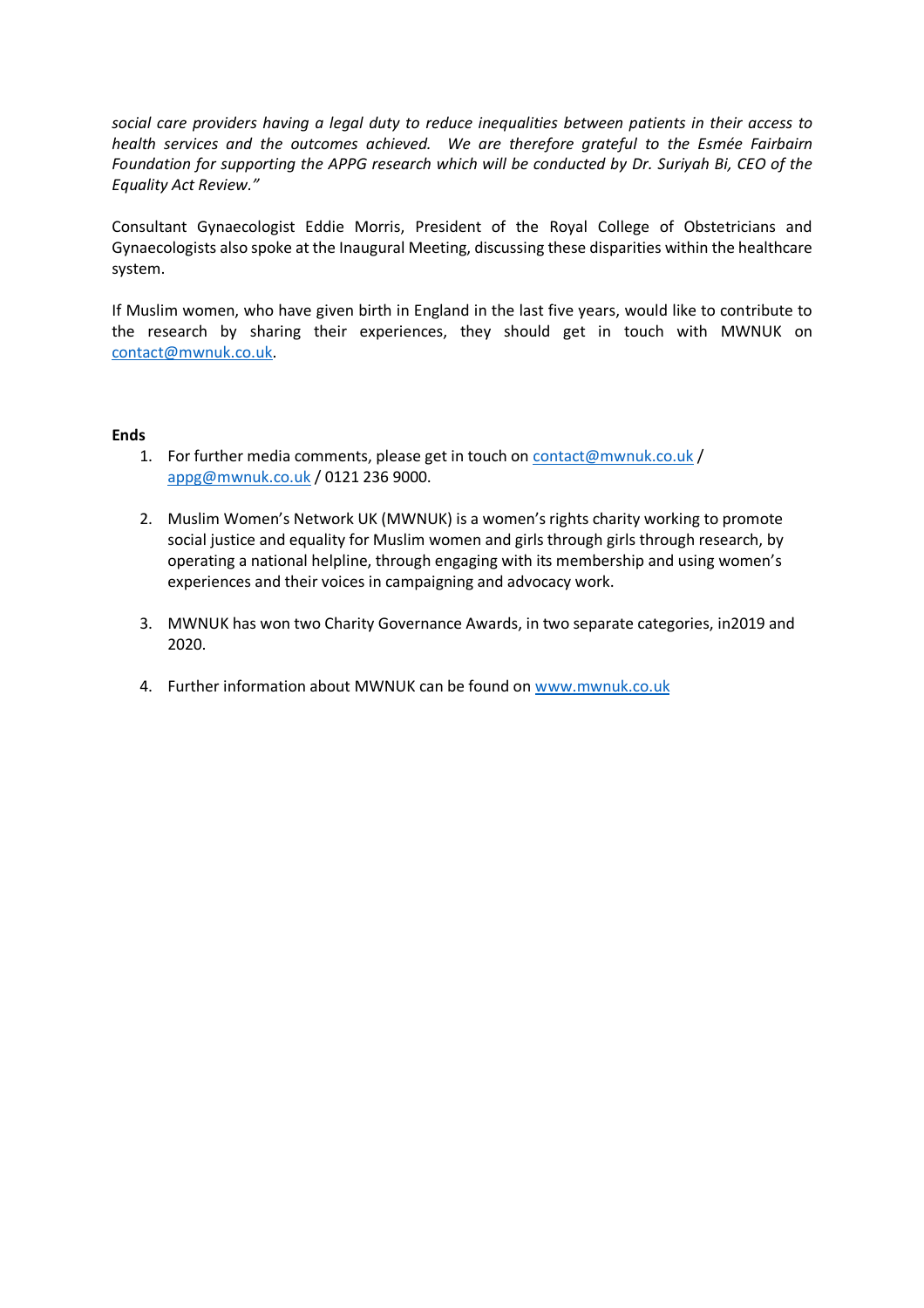*social care providers having a legal duty to reduce inequalities between patients in their access to health services and the outcomes achieved. We are therefore grateful to the Esmée Fairbairn Foundation for supporting the APPG research which will be conducted by Dr. Suriyah Bi, CEO of the Equality Act Review."*

Consultant Gynaecologist Eddie Morris, President of the Royal College of Obstetricians and Gynaecologists also spoke at the Inaugural Meeting, discussing these disparities within the healthcare system.

If Muslim women, who have given birth in England in the last five years, would like to contribute to the research by sharing their experiences, they should get in touch with MWNUK on contact@mwnuk.co.uk.

**Ends**

1. For further media comments, please get in touch on contact@mwnuk.co.uk / appg@mwnuk.co.uk / 0121 236 9000.

2. Muslim Women's Network UK (MWNUK) is a women's rights charity working to promote social justice and equality for Muslim women and girls through girls through research, by operating a national helpline, through engaging with its membership and using women's experiences and their voices in campaigning and advocacy work.

3. MWNUK has won two Charity Governance Awards, in two separate categories, in2019 and 2020.

4. Further information about MWNUK can be found on www.mwnuk.co.uk